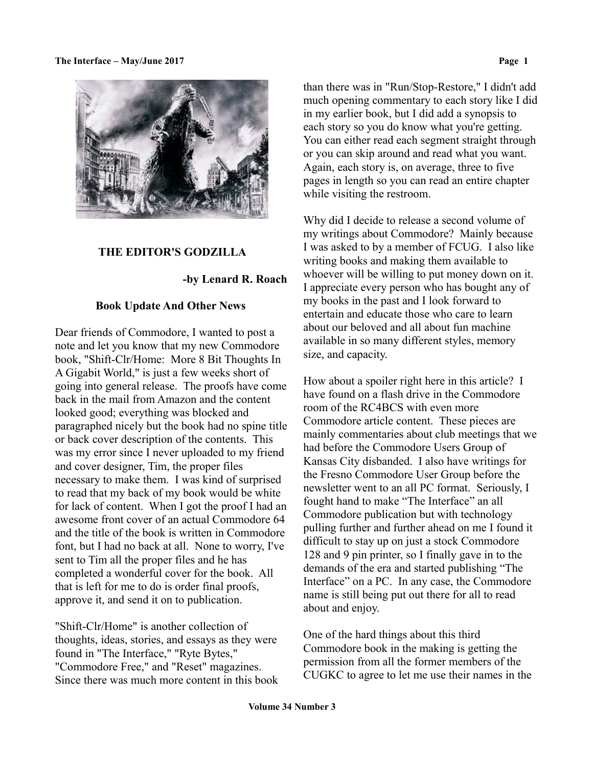## THE EDITOR'S GODZILLA

**-by Lenard R. Roach**

### Book Update And Other News

Dear friends of Commodore, I wanted to post a note and let you know that my new Commodore book, "Shift-Clr/Home: More 8 Bit Thoughts In A Gigabit World," is just a few weeks short of going into general release. The proofs have come back in the mail from Amazon and the content looked good; everything was blocked and paragraphed nicely but the book had no spine title or back cover description of the contents. This was my error since I never uploaded to my friend and cover designer, Tim, the proper files necessary to make them. I was kind of surprised to read that my back of my book would be white for lack of content. When I got the proof I had an awesome front cover of an actual Commodore 64 and the title of the book is written in Commodore font, but I had no back at all. None to worry, I've sent to Tim all the proper files and he has completed a wonderful cover for the book. All that is left for me to do is order final proofs, approve it, and send it on to publication.

"Shift-Clr/Home" is another collection of thoughts, ideas, stories, and essays as they were found in "The Interface," "Ryte Bytes," "Commodore Free," and "Reset" magazines. Since there was much more content in this book than there was in "Run/Stop-Restore," I didn't add much opening commentary to each story like I did in my earlier book, but I did add a synopsis to each story so you do know what you're getting. You can either read each segment straight through or you can skip around and read what you want. Again, each story is, on average, three to five pages in length so you can read an entire chapter while visiting the restroom.

Why did I decide to release a second volume of my writings about Commodore? Mainly because I was asked to by a member of FCUG. I also like writing books and making them available to whoever will be willing to put money down on it. I appreciate every person who has bought any of my books in the past and I look forward to entertain and educate those who care to learn about our beloved and all about fun machine available in so many different styles, memory size, and capacity.

How about a spoiler right here in this article? I have found on a flash drive in the Commodore room of the RC4BCS with even more Commodore article content. These pieces are mainly commentaries about club meetings that we had before the Commodore Users Group of Kansas City disbanded. I also have writings for the Fresno Commodore User Group before the newsletter went to an all PC format. Seriously, I fought hand to make "The Interface" an all Commodore publication but with technology pulling further and further ahead on me I found it difficult to stay up on just a stock Commodore 128 and 9 pin printer, so I finally gave in to the demands of the era and started publishing "The Interface" on a PC. In any case, the Commodore name is still being put out there for all to read about and enjoy.

One of the hard things about this third Commodore book in the making is getting the permission from all the former members of the CUGKC to agree to let me use their names in the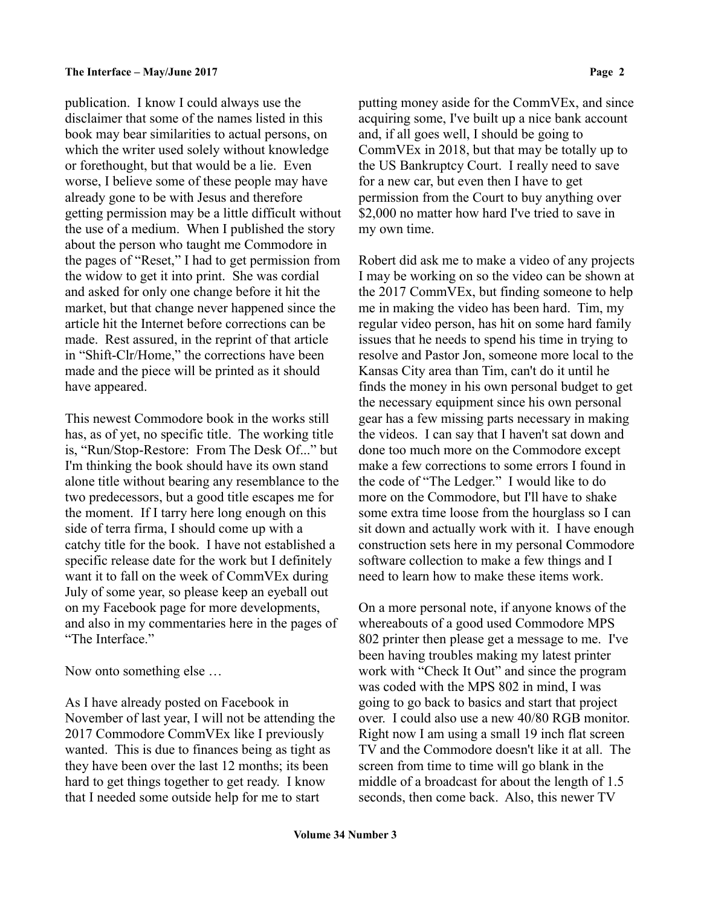publication. I know I could always use the disclaimer that some of the names listed in this book may bear similarities to actual persons, on which the writer used solely without knowledge or forethought, but that would be a lie. Even worse, I believe some of these people may have already gone to be with Jesus and therefore getting permission may be a little difficult without the use of a medium. When I published the story about the person who taught me Commodore in the pages of "Reset," I had to get permission from the widow to get it into print. She was cordial and asked for only one change before it hit the market, but that change never happened since the article hit the Internet before corrections can be made. Rest assured, in the reprint of that article in "Shift-Clr/Home," the corrections have been made and the piece will be printed as it should have appeared.

This newest Commodore book in the works still has, as of yet, no specific title. The working title is, "Run/Stop-Restore: From The Desk Of..." but I'm thinking the book should have its own stand alone title without bearing any resemblance to the two predecessors, but a good title escapes me for the moment. If I tarry here long enough on this side of terra firma, I should come up with a catchy title for the book. I have not established a specific release date for the work but I definitely want it to fall on the week of CommVEx during July of some year, so please keep an eyeball out on my Facebook page for more developments, and also in my commentaries here in the pages of "The Interface."

Now onto something else …

As I have already posted on Facebook in November of last year, I will not be attending the 2017 Commodore CommVEx like I previously wanted. This is due to finances being as tight as they have been over the last 12 months; its been hard to get things together to get ready. I know that I needed some outside help for me to start putting money aside for the CommVEx, and since acquiring some, I've built up a nice bank account and, if all goes well, I should be going to CommVEx in 2018, but that may be totally up to the US Bankruptcy Court. I really need to save for a new car, but even then I have to get permission from the Court to buy anything over $2,000 no matter how hard I've tried to save in my own time.

Robert did ask me to make a video of any projects I may be working on so the video can be shown at the 2017 CommVEx, but finding someone to help me in making the video has been hard. Tim, my regular video person, has hit on some hard family issues that he needs to spend his time in trying to resolve and Pastor Jon, someone more local to the Kansas City area than Tim, can't do it until he finds the money in his own personal budget to get the necessary equipment since his own personal gear has a few missing parts necessary in making the videos. I can say that I haven't sat down and done too much more on the Commodore except make a few corrections to some errors I found in the code of "The Ledger." I would like to do more on the Commodore, but I'll have to shake some extra time loose from the hourglass so I can sit down and actually work with it. I have enough construction sets here in my personal Commodore software collection to make a few things and I need to learn how to make these items work.

On a more personal note, if anyone knows of the whereabouts of a good used Commodore MPS 802 printer then please get a message to me. I've been having troubles making my latest printer work with "Check It Out" and since the program was coded with the MPS 802 in mind, I was going to go back to basics and start that project over. I could also use a new 40/80 RGB monitor. Right now I am using a small 19 inch flat screen TV and the Commodore doesn't like it at all. The screen from time to time will go blank in the middle of a broadcast for about the length of 1.5 seconds, then come back. Also, this newer TV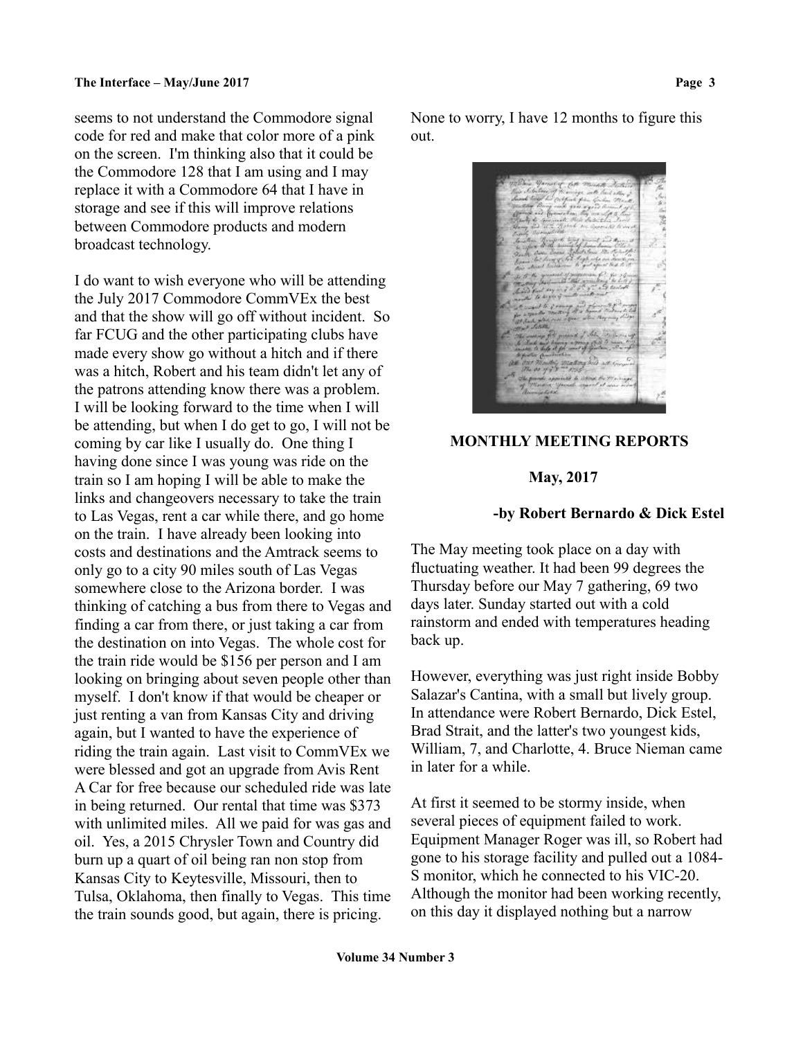seems to not understand the Commodore signal code for red and make that color more of a pink on the screen. I'm thinking also that it could be the Commodore 128 that I am using and I may replace it with a Commodore 64 that I have in storage and see if this will improve relations between Commodore products and modern broadcast technology.

I do want to wish everyone who will be attending the July 2017 Commodore CommVEx the best and that the show will go off without incident. So far FCUG and the other participating clubs have made every show go without a hitch and if there was a hitch, Robert and his team didn't let any of the patrons attending know there was a problem. I will be looking forward to the time when I will be attending, but when I do get to go, I will not be coming by car like I usually do. One thing I having done since I was young was ride on the train so I am hoping I will be able to make the links and changeovers necessary to take the train to Las Vegas, rent a car while there, and go home on the train. I have already been looking into costs and destinations and the Amtrack seems to only go to a city 90 miles south of Las Vegas somewhere close to the Arizona border. I was thinking of catching a bus from there to Vegas and finding a car from there, or just taking a car from the destination on into Vegas. The whole cost for the train ride would be $156 per person and I am looking on bringing about seven people other than myself. I don't know if that would be cheaper or just renting a van from Kansas City and driving again, but I wanted to have the experience of riding the train again. Last visit to CommVEx we were blessed and got an upgrade from Avis Rent A Car for free because our scheduled ride was late in being returned. Our rental that time was $373 with unlimited miles. All we paid for was gas and oil. Yes, a 2015 Chrysler Town and Country did burn up a quart of oil being ran non stop from Kansas City to Keytesville, Missouri, then to Tulsa, Oklahoma, then finally to Vegas. This time the train sounds good, but again, there is pricing.

None to worry, I have 12 months to figure this out.

## MONTHLY MEETING REPORTS

### May, 2017

**-by Robert Bernardo & Dick Estel**

The May meeting took place on a day with fluctuating weather. It had been 99 degrees the Thursday before our May 7 gathering, 69 two days later. Sunday started out with a cold rainstorm and ended with temperatures heading back up.

However, everything was just right inside Bobby Salazar's Cantina, with a small but lively group. In attendance were Robert Bernardo, Dick Estel, Brad Strait, and the latter's two youngest kids, William, 7, and Charlotte, 4. Bruce Nieman came in later for a while.

At first it seemed to be stormy inside, when several pieces of equipment failed to work. Equipment Manager Roger was ill, so Robert had gone to his storage facility and pulled out a 1084-S monitor, which he connected to his VIC-20. Although the monitor had been working recently, on this day it displayed nothing but a narrow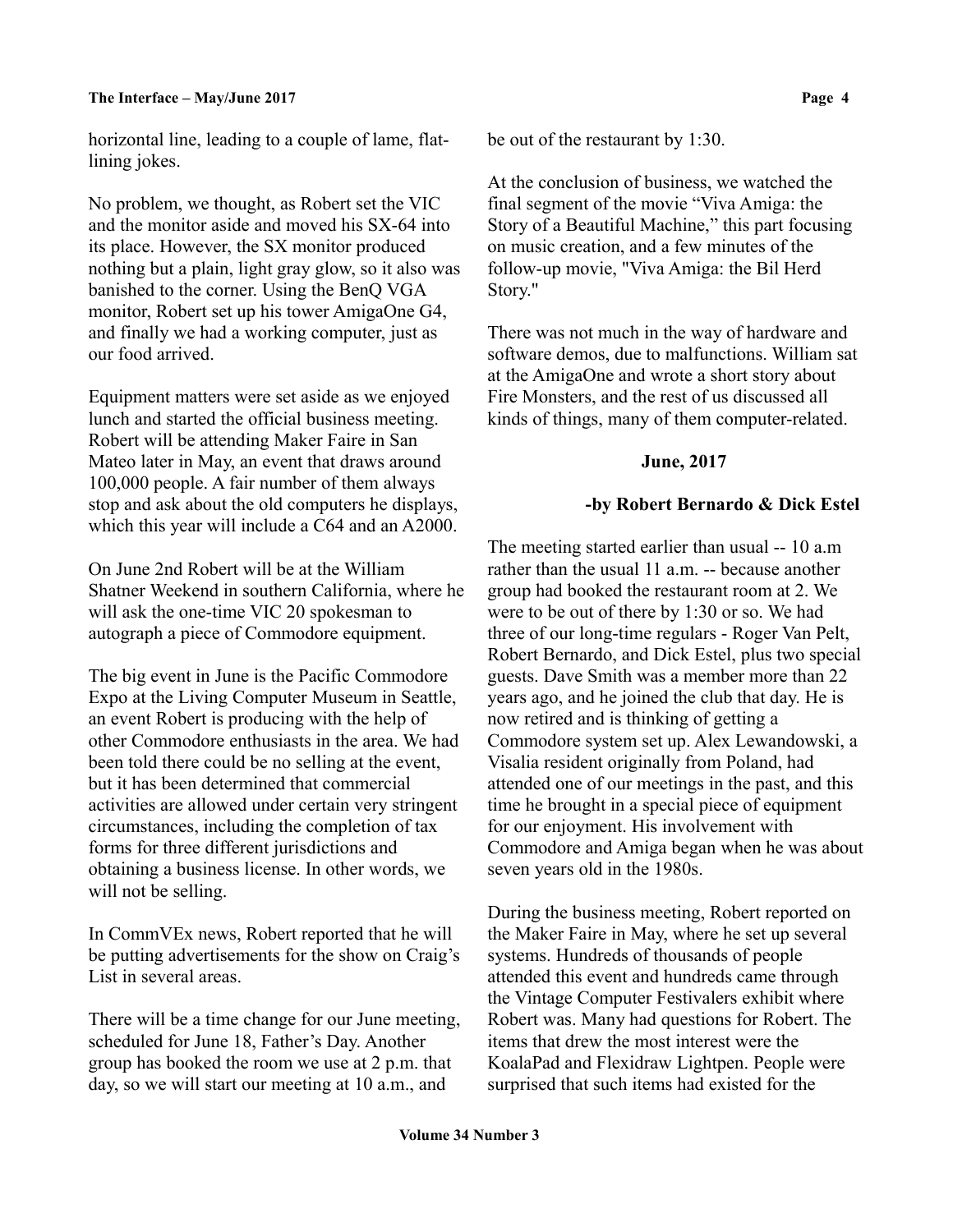horizontal line, leading to a couple of lame, flat-lining jokes.

No problem, we thought, as Robert set the VIC and the monitor aside and moved his SX-64 into its place. However, the SX monitor produced nothing but a plain, light gray glow, so it also was banished to the corner. Using the BenQ VGA monitor, Robert set up his tower AmigaOne G4, and finally we had a working computer, just as our food arrived.

Equipment matters were set aside as we enjoyed lunch and started the official business meeting. Robert will be attending Maker Faire in San Mateo later in May, an event that draws around 100,000 people. A fair number of them always stop and ask about the old computers he displays, which this year will include a C64 and an A2000.

On June 2nd Robert will be at the William Shatner Weekend in southern California, where he will ask the one-time VIC 20 spokesman to autograph a piece of Commodore equipment.

The big event in June is the Pacific Commodore Expo at the Living Computer Museum in Seattle, an event Robert is producing with the help of other Commodore enthusiasts in the area. We had been told there could be no selling at the event, but it has been determined that commercial activities are allowed under certain very stringent circumstances, including the completion of tax forms for three different jurisdictions and obtaining a business license. In other words, we will not be selling.

In CommVEx news, Robert reported that he will be putting advertisements for the show on Craig's List in several areas.

There will be a time change for our June meeting, scheduled for June 18, Father's Day. Another group has booked the room we use at 2 p.m. that day, so we will start our meeting at 10 a.m., and be out of the restaurant by 1:30.

At the conclusion of business, we watched the final segment of the movie "Viva Amiga: the Story of a Beautiful Machine," this part focusing on music creation, and a few minutes of the follow-up movie, "Viva Amiga: the Bil Herd Story."

There was not much in the way of hardware and software demos, due to malfunctions. William sat at the AmigaOne and wrote a short story about Fire Monsters, and the rest of us discussed all kinds of things, many of them computer-related.

## June, 2017

**-by Robert Bernardo & Dick Estel**

The meeting started earlier than usual -- 10 a.m rather than the usual 11 a.m. -- because another group had booked the restaurant room at 2. We were to be out of there by 1:30 or so. We had three of our long-time regulars - Roger Van Pelt, Robert Bernardo, and Dick Estel, plus two special guests. Dave Smith was a member more than 22 years ago, and he joined the club that day. He is now retired and is thinking of getting a Commodore system set up. Alex Lewandowski, a Visalia resident originally from Poland, had attended one of our meetings in the past, and this time he brought in a special piece of equipment for our enjoyment. His involvement with Commodore and Amiga began when he was about seven years old in the 1980s.

During the business meeting, Robert reported on the Maker Faire in May, where he set up several systems. Hundreds of thousands of people attended this event and hundreds came through the Vintage Computer Festivalers exhibit where Robert was. Many had questions for Robert. The items that drew the most interest were the KoalaPad and Flexidraw Lightpen. People were surprised that such items had existed for the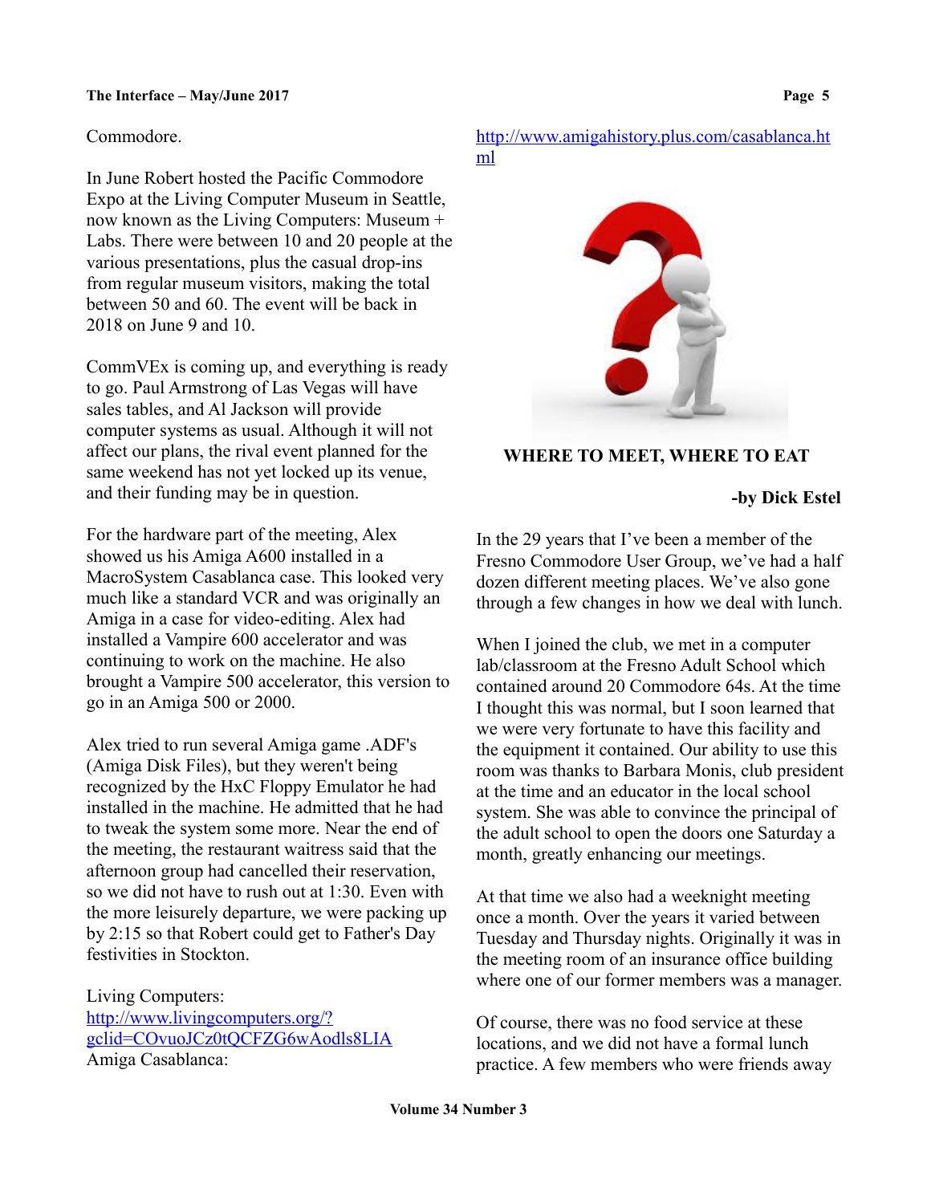Commodore.

In June Robert hosted the Pacific Commodore Expo at the Living Computer Museum in Seattle, now known as the Living Computers: Museum + Labs. There were between 10 and 20 people at the various presentations, plus the casual drop-ins from regular museum visitors, making the total between 50 and 60. The event will be back in 2018 on June 9 and 10.

CommVEx is coming up, and everything is ready to go. Paul Armstrong of Las Vegas will have sales tables, and Al Jackson will provide computer systems as usual. Although it will not affect our plans, the rival event planned for the same weekend has not yet locked up its venue, and their funding may be in question.

For the hardware part of the meeting, Alex showed us his Amiga A600 installed in a MacroSystem Casablanca case. This looked very much like a standard VCR and was originally an Amiga in a case for video-editing. Alex had installed a Vampire 600 accelerator and was continuing to work on the machine. He also brought a Vampire 500 accelerator, this version to go in an Amiga 500 or 2000.

Alex tried to run several Amiga game .ADF's (Amiga Disk Files), but they weren't being recognized by the HxC Floppy Emulator he had installed in the machine. He admitted that he had to tweak the system some more. Near the end of the meeting, the restaurant waitress said that the afternoon group had cancelled their reservation, so we did not have to rush out at 1:30. Even with the more leisurely departure, we were packing up by 2:15 so that Robert could get to Father's Day festivities in Stockton.

Living Computers:
[http://www.livingcomputers.org/?gclid=COvuoJCz0tQCFZG6wAodls8LIA](http://www.livingcomputers.org/?gclid=COvuoJCz0tQCFZG6wAodls8LIA)
Amiga Casablanca:
[http://www.amigahistory.plus.com/casablanca.html](http://www.amigahistory.plus.com/casablanca.html)

## WHERE TO MEET, WHERE TO EAT

**-by Dick Estel**

In the 29 years that I've been a member of the Fresno Commodore User Group, we've had a half dozen different meeting places. We've also gone through a few changes in how we deal with lunch.

When I joined the club, we met in a computer lab/classroom at the Fresno Adult School which contained around 20 Commodore 64s. At the time I thought this was normal, but I soon learned that we were very fortunate to have this facility and the equipment it contained. Our ability to use this room was thanks to Barbara Monis, club president at the time and an educator in the local school system. She was able to convince the principal of the adult school to open the doors one Saturday a month, greatly enhancing our meetings.

At that time we also had a weeknight meeting once a month. Over the years it varied between Tuesday and Thursday nights. Originally it was in the meeting room of an insurance office building where one of our former members was a manager.

Of course, there was no food service at these locations, and we did not have a formal lunch practice. A few members who were friends away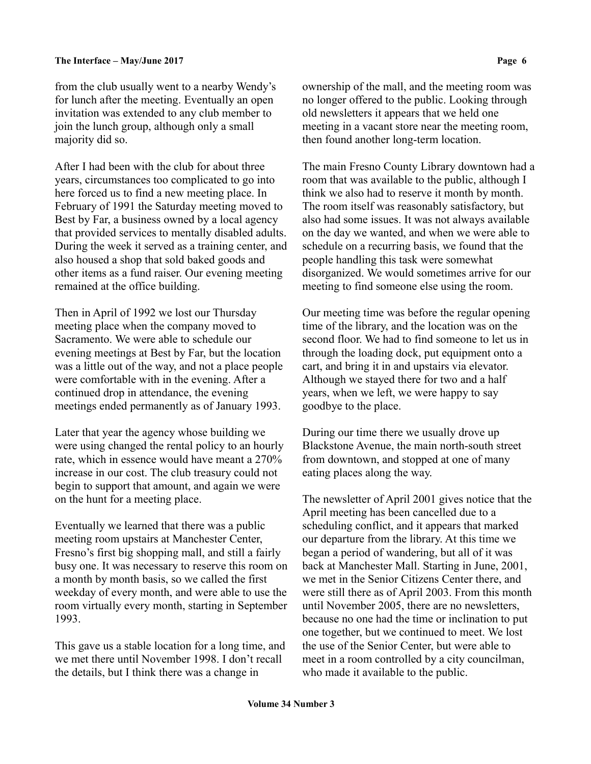from the club usually went to a nearby Wendy's for lunch after the meeting. Eventually an open invitation was extended to any club member to join the lunch group, although only a small majority did so.

After I had been with the club for about three years, circumstances too complicated to go into here forced us to find a new meeting place. In February of 1991 the Saturday meeting moved to Best by Far, a business owned by a local agency that provided services to mentally disabled adults. During the week it served as a training center, and also housed a shop that sold baked goods and other items as a fund raiser. Our evening meeting remained at the office building.

Then in April of 1992 we lost our Thursday meeting place when the company moved to Sacramento. We were able to schedule our evening meetings at Best by Far, but the location was a little out of the way, and not a place people were comfortable with in the evening. After a continued drop in attendance, the evening meetings ended permanently as of January 1993.

Later that year the agency whose building we were using changed the rental policy to an hourly rate, which in essence would have meant a 270% increase in our cost. The club treasury could not begin to support that amount, and again we were on the hunt for a meeting place.

Eventually we learned that there was a public meeting room upstairs at Manchester Center, Fresno's first big shopping mall, and still a fairly busy one. It was necessary to reserve this room on a month by month basis, so we called the first weekday of every month, and were able to use the room virtually every month, starting in September 1993.

This gave us a stable location for a long time, and we met there until November 1998. I don't recall the details, but I think there was a change in ownership of the mall, and the meeting room was no longer offered to the public. Looking through old newsletters it appears that we held one meeting in a vacant store near the meeting room, then found another long-term location.

The main Fresno County Library downtown had a room that was available to the public, although I think we also had to reserve it month by month. The room itself was reasonably satisfactory, but also had some issues. It was not always available on the day we wanted, and when we were able to schedule on a recurring basis, we found that the people handling this task were somewhat disorganized. We would sometimes arrive for our meeting to find someone else using the room.

Our meeting time was before the regular opening time of the library, and the location was on the second floor. We had to find someone to let us in through the loading dock, put equipment onto a cart, and bring it in and upstairs via elevator. Although we stayed there for two and a half years, when we left, we were happy to say goodbye to the place.

During our time there we usually drove up Blackstone Avenue, the main north-south street from downtown, and stopped at one of many eating places along the way.

The newsletter of April 2001 gives notice that the April meeting has been cancelled due to a scheduling conflict, and it appears that marked our departure from the library. At this time we began a period of wandering, but all of it was back at Manchester Mall. Starting in June, 2001, we met in the Senior Citizens Center there, and were still there as of April 2003. From this month until November 2005, there are no newsletters, because no one had the time or inclination to put one together, but we continued to meet. We lost the use of the Senior Center, but were able to meet in a room controlled by a city councilman, who made it available to the public.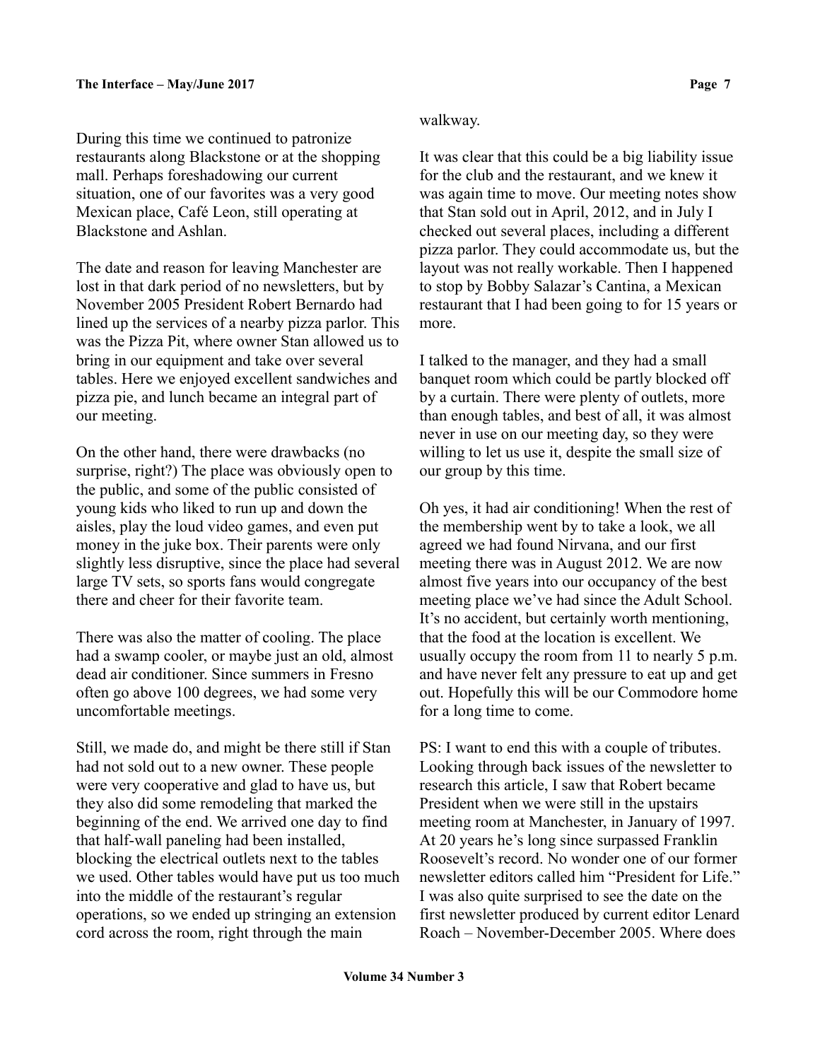During this time we continued to patronize restaurants along Blackstone or at the shopping mall. Perhaps foreshadowing our current situation, one of our favorites was a very good Mexican place, Café Leon, still operating at Blackstone and Ashlan.

The date and reason for leaving Manchester are lost in that dark period of no newsletters, but by November 2005 President Robert Bernardo had lined up the services of a nearby pizza parlor. This was the Pizza Pit, where owner Stan allowed us to bring in our equipment and take over several tables. Here we enjoyed excellent sandwiches and pizza pie, and lunch became an integral part of our meeting.

On the other hand, there were drawbacks (no surprise, right?) The place was obviously open to the public, and some of the public consisted of young kids who liked to run up and down the aisles, play the loud video games, and even put money in the juke box. Their parents were only slightly less disruptive, since the place had several large TV sets, so sports fans would congregate there and cheer for their favorite team.

There was also the matter of cooling. The place had a swamp cooler, or maybe just an old, almost dead air conditioner. Since summers in Fresno often go above 100 degrees, we had some very uncomfortable meetings.

Still, we made do, and might be there still if Stan had not sold out to a new owner. These people were very cooperative and glad to have us, but they also did some remodeling that marked the beginning of the end. We arrived one day to find that half-wall paneling had been installed, blocking the electrical outlets next to the tables we used. Other tables would have put us too much into the middle of the restaurant's regular operations, so we ended up stringing an extension cord across the room, right through the main walkway.

It was clear that this could be a big liability issue for the club and the restaurant, and we knew it was again time to move. Our meeting notes show that Stan sold out in April, 2012, and in July I checked out several places, including a different pizza parlor. They could accommodate us, but the layout was not really workable. Then I happened to stop by Bobby Salazar's Cantina, a Mexican restaurant that I had been going to for 15 years or more.

I talked to the manager, and they had a small banquet room which could be partly blocked off by a curtain. There were plenty of outlets, more than enough tables, and best of all, it was almost never in use on our meeting day, so they were willing to let us use it, despite the small size of our group by this time.

Oh yes, it had air conditioning! When the rest of the membership went by to take a look, we all agreed we had found Nirvana, and our first meeting there was in August 2012. We are now almost five years into our occupancy of the best meeting place we've had since the Adult School. It's no accident, but certainly worth mentioning, that the food at the location is excellent. We usually occupy the room from 11 to nearly 5 p.m. and have never felt any pressure to eat up and get out. Hopefully this will be our Commodore home for a long time to come.

PS: I want to end this with a couple of tributes. Looking through back issues of the newsletter to research this article, I saw that Robert became President when we were still in the upstairs meeting room at Manchester, in January of 1997. At 20 years he's long since surpassed Franklin Roosevelt's record. No wonder one of our former newsletter editors called him "President for Life." I was also quite surprised to see the date on the first newsletter produced by current editor Lenard Roach – November-December 2005. Where does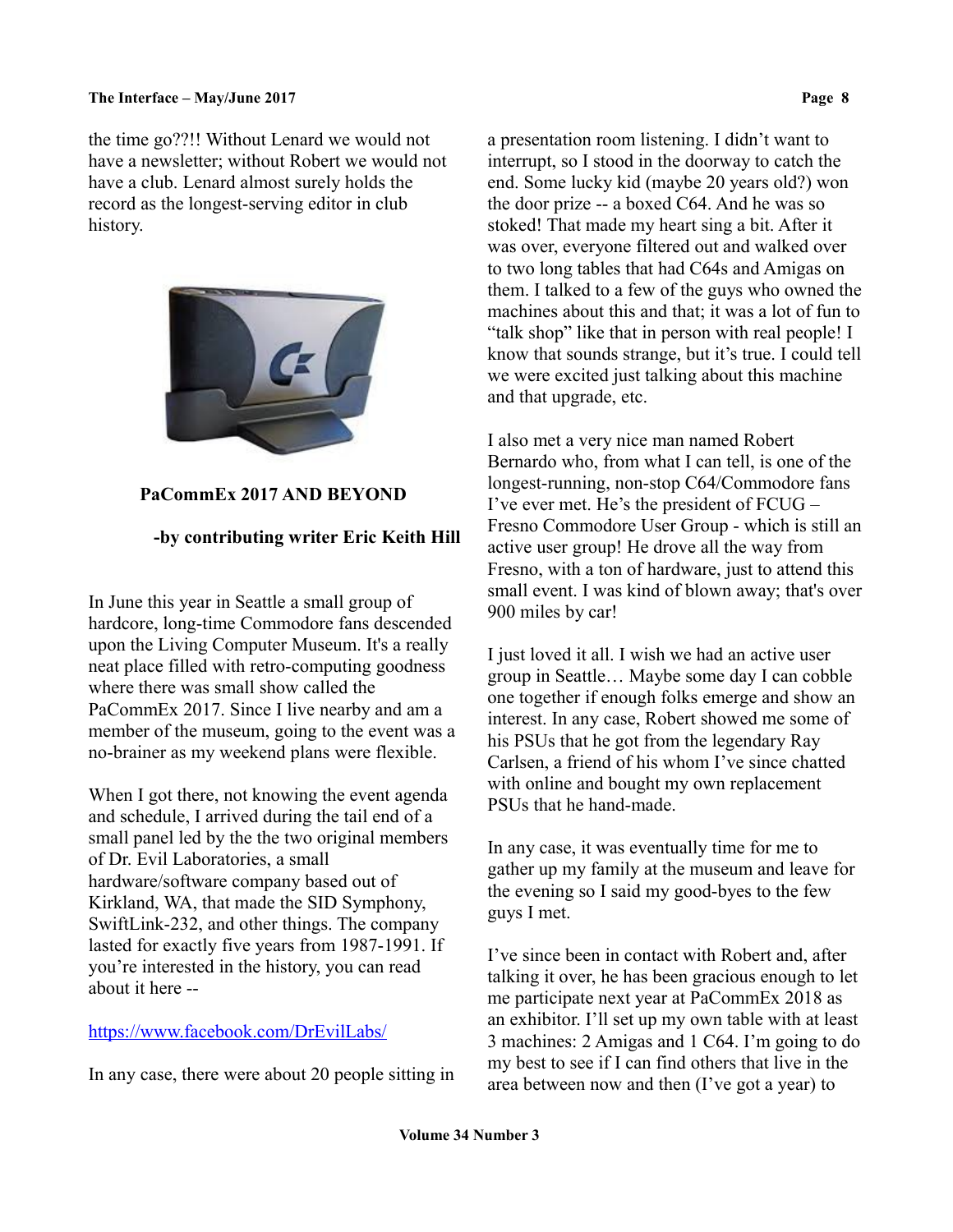the time go??!! Without Lenard we would not have a newsletter; without Robert we would not have a club. Lenard almost surely holds the record as the longest-serving editor in club history.

**PaCommEx 2017 AND BEYOND**

**-by contributing writer Eric Keith Hill**

In June this year in Seattle a small group of hardcore, long-time Commodore fans descended upon the Living Computer Museum. It's a really neat place filled with retro-computing goodness where there was small show called the PaCommEx 2017. Since I live nearby and am a member of the museum, going to the event was a no-brainer as my weekend plans were flexible.

When I got there, not knowing the event agenda and schedule, I arrived during the tail end of a small panel led by the the two original members of Dr. Evil Laboratories, a small hardware/software company based out of Kirkland, WA, that made the SID Symphony, SwiftLink-232, and other things. The company lasted for exactly five years from 1987-1991. If you're interested in the history, you can read about it here --

https://www.facebook.com/DrEvilLabs/

In any case, there were about 20 people sitting in a presentation room listening. I didn't want to interrupt, so I stood in the doorway to catch the end. Some lucky kid (maybe 20 years old?) won the door prize -- a boxed C64. And he was so stoked! That made my heart sing a bit. After it was over, everyone filtered out and walked over to two long tables that had C64s and Amigas on them. I talked to a few of the guys who owned the machines about this and that; it was a lot of fun to "talk shop" like that in person with real people! I know that sounds strange, but it's true. I could tell we were excited just talking about this machine and that upgrade, etc.

I also met a very nice man named Robert Bernardo who, from what I can tell, is one of the longest-running, non-stop C64/Commodore fans I've ever met. He's the president of FCUG – Fresno Commodore User Group - which is still an active user group! He drove all the way from Fresno, with a ton of hardware, just to attend this small event. I was kind of blown away; that's over 900 miles by car!

I just loved it all. I wish we had an active user group in Seattle… Maybe some day I can cobble one together if enough folks emerge and show an interest. In any case, Robert showed me some of his PSUs that he got from the legendary Ray Carlsen, a friend of his whom I've since chatted with online and bought my own replacement PSUs that he hand-made.

In any case, it was eventually time for me to gather up my family at the museum and leave for the evening so I said my good-byes to the few guys I met.

I've since been in contact with Robert and, after talking it over, he has been gracious enough to let me participate next year at PaCommEx 2018 as an exhibitor. I'll set up my own table with at least 3 machines: 2 Amigas and 1 C64. I'm going to do my best to see if I can find others that live in the area between now and then (I've got a year) to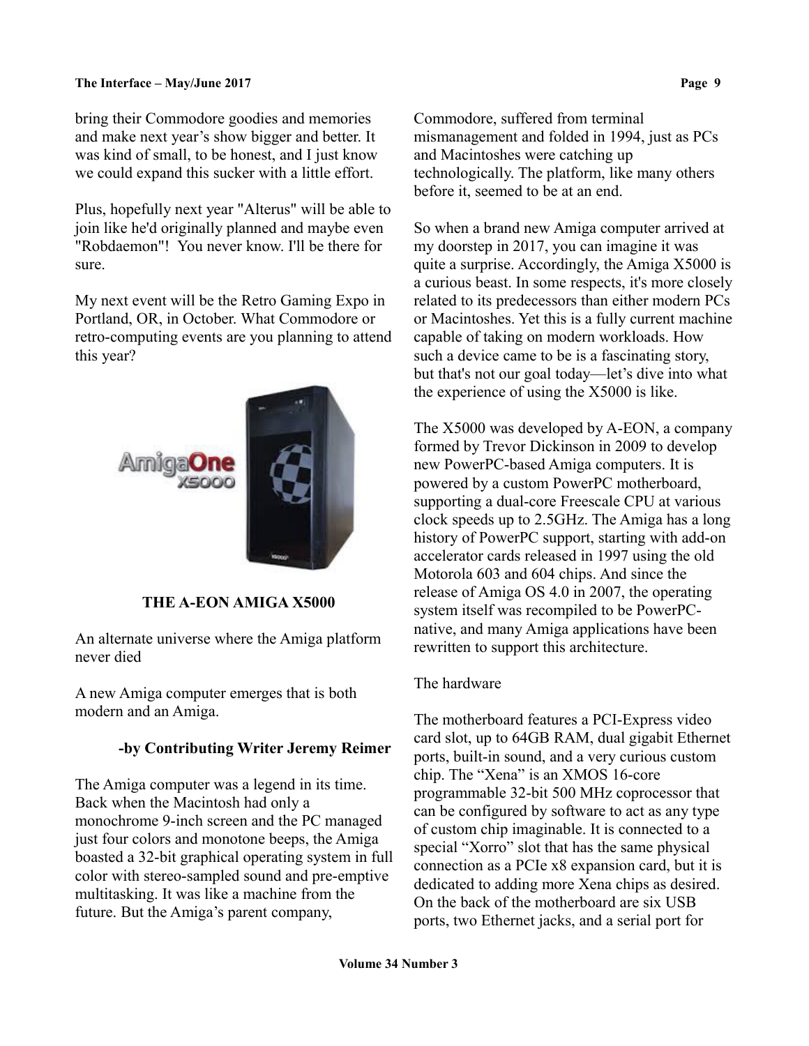bring their Commodore goodies and memories and make next year's show bigger and better. It was kind of small, to be honest, and I just know we could expand this sucker with a little effort.

Plus, hopefully next year "Alterus" will be able to join like he'd originally planned and maybe even "Robdaemon"! You never know. I'll be there for sure.

My next event will be the Retro Gaming Expo in Portland, OR, in October. What Commodore or retro-computing events are you planning to attend this year?

## THE A-EON AMIGA X5000

An alternate universe where the Amiga platform never died

A new Amiga computer emerges that is both modern and an Amiga.

**-by Contributing Writer Jeremy Reimer**

The Amiga computer was a legend in its time. Back when the Macintosh had only a monochrome 9-inch screen and the PC managed just four colors and monotone beeps, the Amiga boasted a 32-bit graphical operating system in full color with stereo-sampled sound and pre-emptive multitasking. It was like a machine from the future. But the Amiga's parent company, Commodore, suffered from terminal mismanagement and folded in 1994, just as PCs and Macintoshes were catching up technologically. The platform, like many others before it, seemed to be at an end.

So when a brand new Amiga computer arrived at my doorstep in 2017, you can imagine it was quite a surprise. Accordingly, the Amiga X5000 is a curious beast. In some respects, it's more closely related to its predecessors than either modern PCs or Macintoshes. Yet this is a fully current machine capable of taking on modern workloads. How such a device came to be is a fascinating story, but that's not our goal today—let's dive into what the experience of using the X5000 is like.

The X5000 was developed by A-EON, a company formed by Trevor Dickinson in 2009 to develop new PowerPC-based Amiga computers. It is powered by a custom PowerPC motherboard, supporting a dual-core Freescale CPU at various clock speeds up to 2.5GHz. The Amiga has a long history of PowerPC support, starting with add-on accelerator cards released in 1997 using the old Motorola 603 and 604 chips. And since the release of Amiga OS 4.0 in 2007, the operating system itself was recompiled to be PowerPC-native, and many Amiga applications have been rewritten to support this architecture.

### The hardware

The motherboard features a PCI-Express video card slot, up to 64GB RAM, dual gigabit Ethernet ports, built-in sound, and a very curious custom chip. The "Xena" is an XMOS 16-core programmable 32-bit 500 MHz coprocessor that can be configured by software to act as any type of custom chip imaginable. It is connected to a special "Xorro" slot that has the same physical connection as a PCIe x8 expansion card, but it is dedicated to adding more Xena chips as desired. On the back of the motherboard are six USB ports, two Ethernet jacks, and a serial port for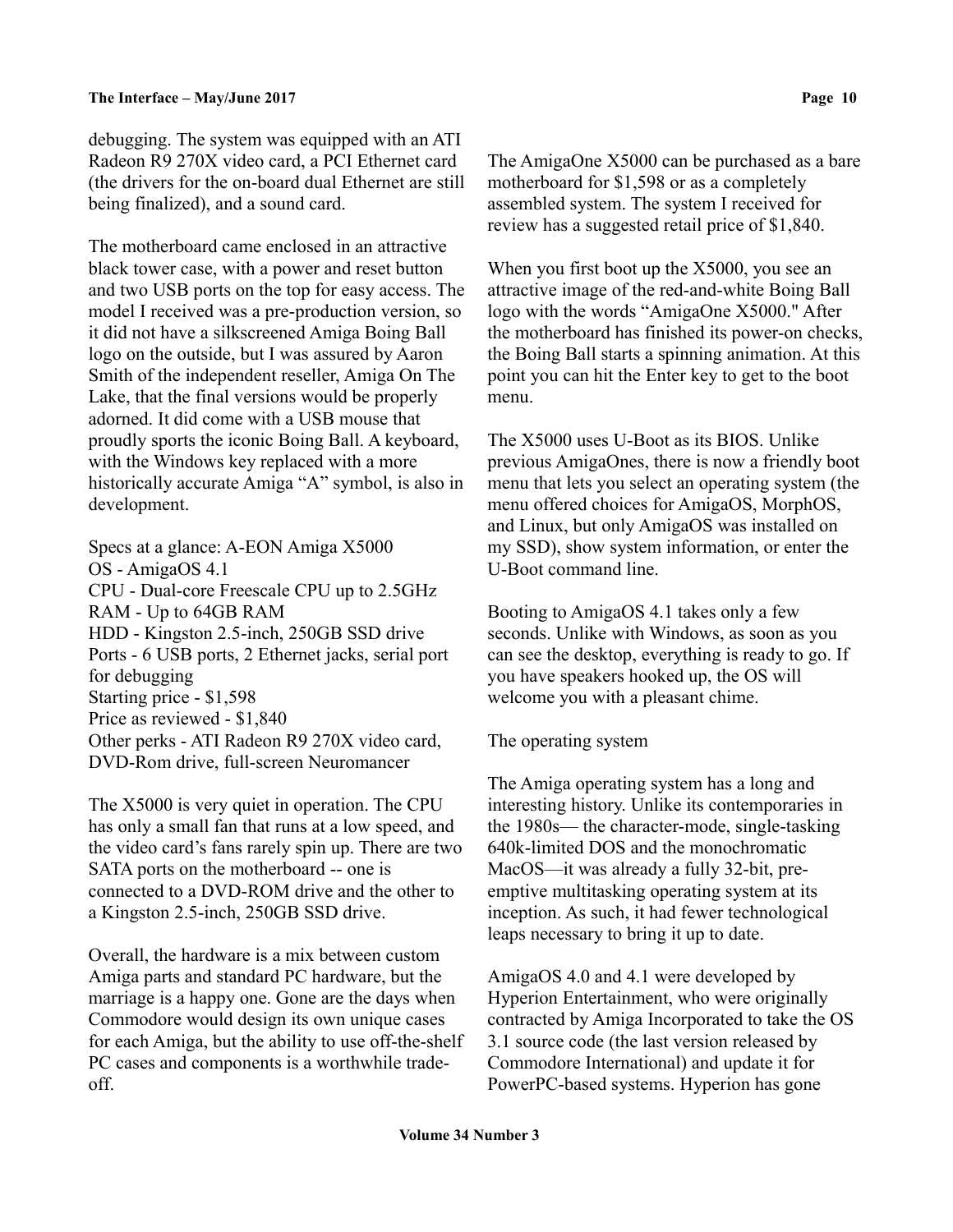debugging. The system was equipped with an ATI Radeon R9 270X video card, a PCI Ethernet card (the drivers for the on-board dual Ethernet are still being finalized), and a sound card.

The motherboard came enclosed in an attractive black tower case, with a power and reset button and two USB ports on the top for easy access. The model I received was a pre-production version, so it did not have a silkscreened Amiga Boing Ball logo on the outside, but I was assured by Aaron Smith of the independent reseller, Amiga On The Lake, that the final versions would be properly adorned. It did come with a USB mouse that proudly sports the iconic Boing Ball. A keyboard, with the Windows key replaced with a more historically accurate Amiga "A" symbol, is also in development.

Specs at a glance: A-EON Amiga X5000
OS - AmigaOS 4.1
CPU - Dual-core Freescale CPU up to 2.5GHz
RAM - Up to 64GB RAM
HDD - Kingston 2.5-inch, 250GB SSD drive
Ports - 6 USB ports, 2 Ethernet jacks, serial port for debugging
Starting price - $1,598
Price as reviewed - $1,840
Other perks - ATI Radeon R9 270X video card, DVD-Rom drive, full-screen Neuromancer

The X5000 is very quiet in operation. The CPU has only a small fan that runs at a low speed, and the video card's fans rarely spin up. There are two SATA ports on the motherboard -- one is connected to a DVD-ROM drive and the other to a Kingston 2.5-inch, 250GB SSD drive.

Overall, the hardware is a mix between custom Amiga parts and standard PC hardware, but the marriage is a happy one. Gone are the days when Commodore would design its own unique cases for each Amiga, but the ability to use off-the-shelf PC cases and components is a worthwhile trade-off.

The AmigaOne X5000 can be purchased as a bare motherboard for $1,598 or as a completely assembled system. The system I received for review has a suggested retail price of $1,840.

When you first boot up the X5000, you see an attractive image of the red-and-white Boing Ball logo with the words "AmigaOne X5000." After the motherboard has finished its power-on checks, the Boing Ball starts a spinning animation. At this point you can hit the Enter key to get to the boot menu.

The X5000 uses U-Boot as its BIOS. Unlike previous AmigaOnes, there is now a friendly boot menu that lets you select an operating system (the menu offered choices for AmigaOS, MorphOS, and Linux, but only AmigaOS was installed on my SSD), show system information, or enter the U-Boot command line.

Booting to AmigaOS 4.1 takes only a few seconds. Unlike with Windows, as soon as you can see the desktop, everything is ready to go. If you have speakers hooked up, the OS will welcome you with a pleasant chime.

The operating system

The Amiga operating system has a long and interesting history. Unlike its contemporaries in the 1980s— the character-mode, single-tasking 640k-limited DOS and the monochromatic MacOS—it was already a fully 32-bit, pre-emptive multitasking operating system at its inception. As such, it had fewer technological leaps necessary to bring it up to date.

AmigaOS 4.0 and 4.1 were developed by Hyperion Entertainment, who were originally contracted by Amiga Incorporated to take the OS 3.1 source code (the last version released by Commodore International) and update it for PowerPC-based systems. Hyperion has gone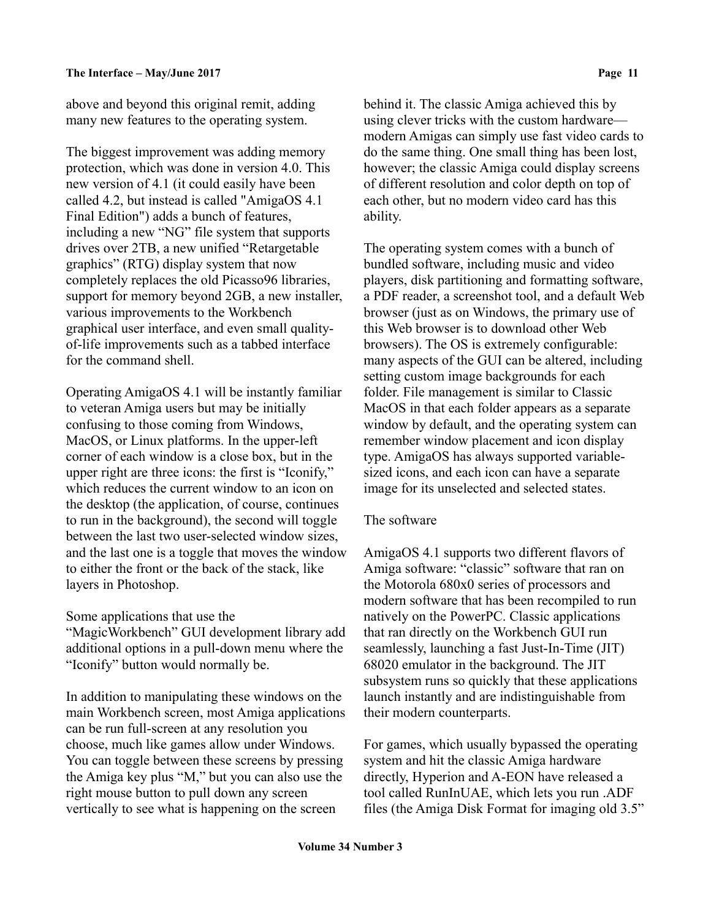above and beyond this original remit, adding many new features to the operating system.

The biggest improvement was adding memory protection, which was done in version 4.0. This new version of 4.1 (it could easily have been called 4.2, but instead is called "AmigaOS 4.1 Final Edition") adds a bunch of features, including a new "NG" file system that supports drives over 2TB, a new unified "Retargetable graphics" (RTG) display system that now completely replaces the old Picasso96 libraries, support for memory beyond 2GB, a new installer, various improvements to the Workbench graphical user interface, and even small quality-of-life improvements such as a tabbed interface for the command shell.

Operating AmigaOS 4.1 will be instantly familiar to veteran Amiga users but may be initially confusing to those coming from Windows, MacOS, or Linux platforms. In the upper-left corner of each window is a close box, but in the upper right are three icons: the first is "Iconify," which reduces the current window to an icon on the desktop (the application, of course, continues to run in the background), the second will toggle between the last two user-selected window sizes, and the last one is a toggle that moves the window to either the front or the back of the stack, like layers in Photoshop.

Some applications that use the "MagicWorkbench" GUI development library add additional options in a pull-down menu where the "Iconify" button would normally be.

In addition to manipulating these windows on the main Workbench screen, most Amiga applications can be run full-screen at any resolution you choose, much like games allow under Windows. You can toggle between these screens by pressing the Amiga key plus "M," but you can also use the right mouse button to pull down any screen vertically to see what is happening on the screen behind it. The classic Amiga achieved this by using clever tricks with the custom hardware—modern Amigas can simply use fast video cards to do the same thing. One small thing has been lost, however; the classic Amiga could display screens of different resolution and color depth on top of each other, but no modern video card has this ability.

The operating system comes with a bunch of bundled software, including music and video players, disk partitioning and formatting software, a PDF reader, a screenshot tool, and a default Web browser (just as on Windows, the primary use of this Web browser is to download other Web browsers). The OS is extremely configurable: many aspects of the GUI can be altered, including setting custom image backgrounds for each folder. File management is similar to Classic MacOS in that each folder appears as a separate window by default, and the operating system can remember window placement and icon display type. AmigaOS has always supported variable-sized icons, and each icon can have a separate image for its unselected and selected states.

## The software

AmigaOS 4.1 supports two different flavors of Amiga software: "classic" software that ran on the Motorola 680x0 series of processors and modern software that has been recompiled to run natively on the PowerPC. Classic applications that ran directly on the Workbench GUI run seamlessly, launching a fast Just-In-Time (JIT) 68020 emulator in the background. The JIT subsystem runs so quickly that these applications launch instantly and are indistinguishable from their modern counterparts.

For games, which usually bypassed the operating system and hit the classic Amiga hardware directly, Hyperion and A-EON have released a tool called RunInUAE, which lets you run .ADF files (the Amiga Disk Format for imaging old 3.5"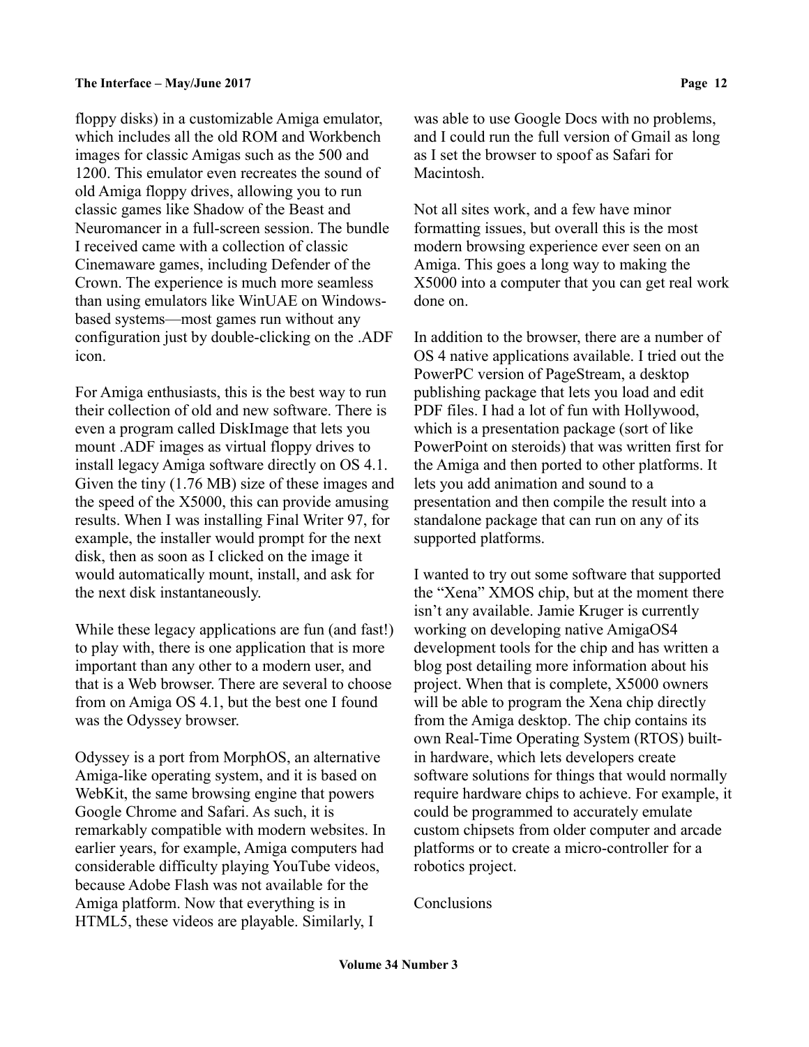floppy disks) in a customizable Amiga emulator, which includes all the old ROM and Workbench images for classic Amigas such as the 500 and 1200. This emulator even recreates the sound of old Amiga floppy drives, allowing you to run classic games like Shadow of the Beast and Neuromancer in a full-screen session. The bundle I received came with a collection of classic Cinemaware games, including Defender of the Crown. The experience is much more seamless than using emulators like WinUAE on Windows-based systems—most games run without any configuration just by double-clicking on the .ADF icon.

For Amiga enthusiasts, this is the best way to run their collection of old and new software. There is even a program called DiskImage that lets you mount .ADF images as virtual floppy drives to install legacy Amiga software directly on OS 4.1. Given the tiny (1.76 MB) size of these images and the speed of the X5000, this can provide amusing results. When I was installing Final Writer 97, for example, the installer would prompt for the next disk, then as soon as I clicked on the image it would automatically mount, install, and ask for the next disk instantaneously.

While these legacy applications are fun (and fast!) to play with, there is one application that is more important than any other to a modern user, and that is a Web browser. There are several to choose from on Amiga OS 4.1, but the best one I found was the Odyssey browser.

Odyssey is a port from MorphOS, an alternative Amiga-like operating system, and it is based on WebKit, the same browsing engine that powers Google Chrome and Safari. As such, it is remarkably compatible with modern websites. In earlier years, for example, Amiga computers had considerable difficulty playing YouTube videos, because Adobe Flash was not available for the Amiga platform. Now that everything is in HTML5, these videos are playable. Similarly, I was able to use Google Docs with no problems, and I could run the full version of Gmail as long as I set the browser to spoof as Safari for Macintosh.

Not all sites work, and a few have minor formatting issues, but overall this is the most modern browsing experience ever seen on an Amiga. This goes a long way to making the X5000 into a computer that you can get real work done on.

In addition to the browser, there are a number of OS 4 native applications available. I tried out the PowerPC version of PageStream, a desktop publishing package that lets you load and edit PDF files. I had a lot of fun with Hollywood, which is a presentation package (sort of like PowerPoint on steroids) that was written first for the Amiga and then ported to other platforms. It lets you add animation and sound to a presentation and then compile the result into a standalone package that can run on any of its supported platforms.

I wanted to try out some software that supported the "Xena" XMOS chip, but at the moment there isn't any available. Jamie Kruger is currently working on developing native AmigaOS4 development tools for the chip and has written a blog post detailing more information about his project. When that is complete, X5000 owners will be able to program the Xena chip directly from the Amiga desktop. The chip contains its own Real-Time Operating System (RTOS) built-in hardware, which lets developers create software solutions for things that would normally require hardware chips to achieve. For example, it could be programmed to accurately emulate custom chipsets from older computer and arcade platforms or to create a micro-controller for a robotics project.

Conclusions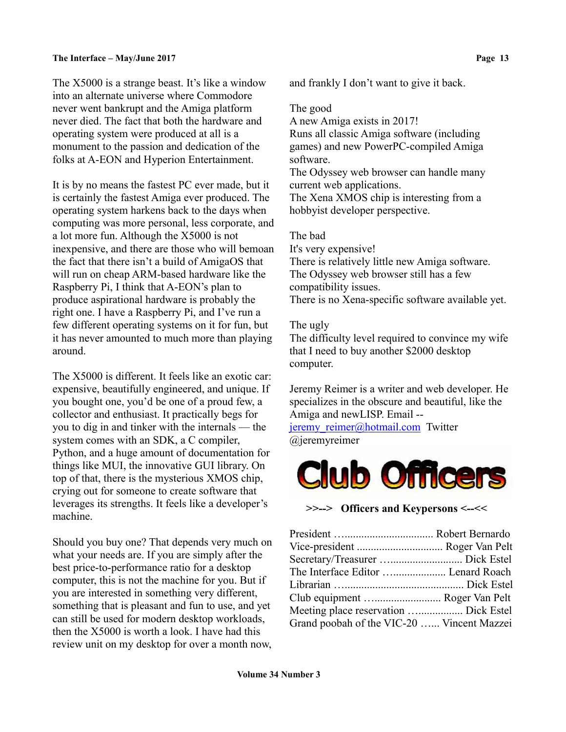The X5000 is a strange beast. It's like a window into an alternate universe where Commodore never went bankrupt and the Amiga platform never died. The fact that both the hardware and operating system were produced at all is a monument to the passion and dedication of the folks at A-EON and Hyperion Entertainment.

It is by no means the fastest PC ever made, but it is certainly the fastest Amiga ever produced. The operating system harkens back to the days when computing was more personal, less corporate, and a lot more fun. Although the X5000 is not inexpensive, and there are those who will bemoan the fact that there isn't a build of AmigaOS that will run on cheap ARM-based hardware like the Raspberry Pi, I think that A-EON's plan to produce aspirational hardware is probably the right one. I have a Raspberry Pi, and I've run a few different operating systems on it for fun, but it has never amounted to much more than playing around.

The X5000 is different. It feels like an exotic car: expensive, beautifully engineered, and unique. If you bought one, you'd be one of a proud few, a collector and enthusiast. It practically begs for you to dig in and tinker with the internals — the system comes with an SDK, a C compiler, Python, and a huge amount of documentation for things like MUI, the innovative GUI library. On top of that, there is the mysterious XMOS chip, crying out for someone to create software that leverages its strengths. It feels like a developer's machine.

Should you buy one? That depends very much on what your needs are. If you are simply after the best price-to-performance ratio for a desktop computer, this is not the machine for you. But if you are interested in something very different, something that is pleasant and fun to use, and yet can still be used for modern desktop workloads, then the X5000 is worth a look. I have had this review unit on my desktop for over a month now, and frankly I don't want to give it back.

The good
A new Amiga exists in 2017!
Runs all classic Amiga software (including games) and new PowerPC-compiled Amiga software.
The Odyssey web browser can handle many current web applications.
The Xena XMOS chip is interesting from a hobbyist developer perspective.

The bad
It's very expensive!
There is relatively little new Amiga software.
The Odyssey web browser still has a few compatibility issues.
There is no Xena-specific software available yet.

The ugly
The difficulty level required to convince my wife that I need to buy another $2000 desktop computer.

Jeremy Reimer is a writer and web developer. He specializes in the obscure and beautiful, like the Amiga and newLISP. Email -- jeremy_reimer@hotmail.com Twitter @jeremyreimer

# Club Officers

**>>--> Officers and Keypersons <--<<**

President …................................ Robert Bernardo
Vice-president .............................. Roger Van Pelt
Secretary/Treasurer …......................... Dick Estel
The Interface Editor …................... Lenard Roach
Librarian …......................................... Dick Estel
Club equipment …....................... Roger Van Pelt
Meeting place reservation …................ Dick Estel
Grand poobah of the VIC-20 …... Vincent Mazzei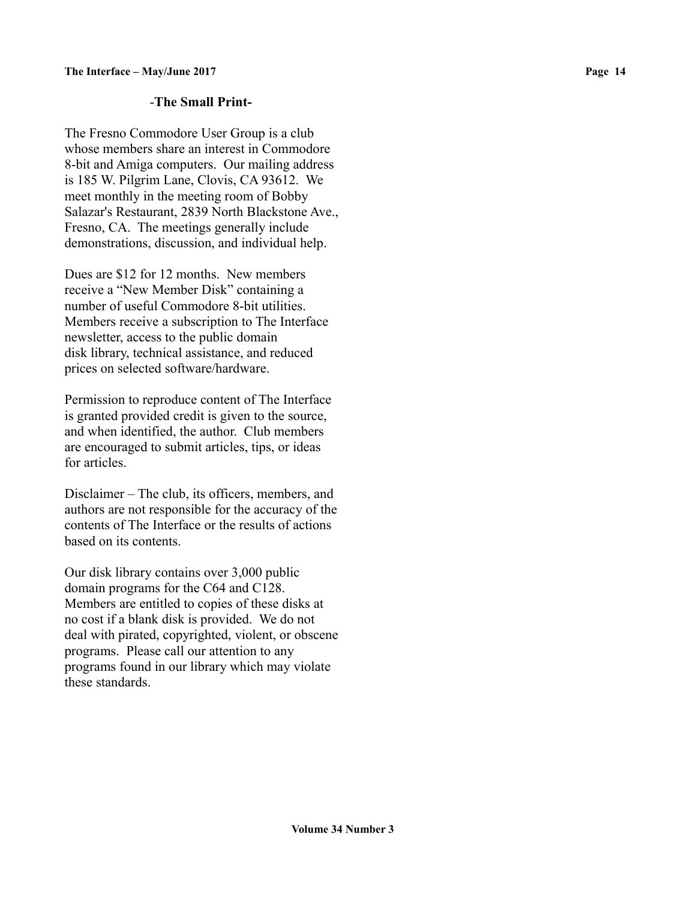## -The Small Print-

The Fresno Commodore User Group is a club whose members share an interest in Commodore 8-bit and Amiga computers. Our mailing address is 185 W. Pilgrim Lane, Clovis, CA 93612. We meet monthly in the meeting room of Bobby Salazar's Restaurant, 2839 North Blackstone Ave., Fresno, CA. The meetings generally include demonstrations, discussion, and individual help.

Dues are $12 for 12 months. New members receive a "New Member Disk" containing a number of useful Commodore 8-bit utilities. Members receive a subscription to The Interface newsletter, access to the public domain disk library, technical assistance, and reduced prices on selected software/hardware.

Permission to reproduce content of The Interface is granted provided credit is given to the source, and when identified, the author. Club members are encouraged to submit articles, tips, or ideas for articles.

Disclaimer – The club, its officers, members, and authors are not responsible for the accuracy of the contents of The Interface or the results of actions based on its contents.

Our disk library contains over 3,000 public domain programs for the C64 and C128. Members are entitled to copies of these disks at no cost if a blank disk is provided. We do not deal with pirated, copyrighted, violent, or obscene programs. Please call our attention to any programs found in our library which may violate these standards.